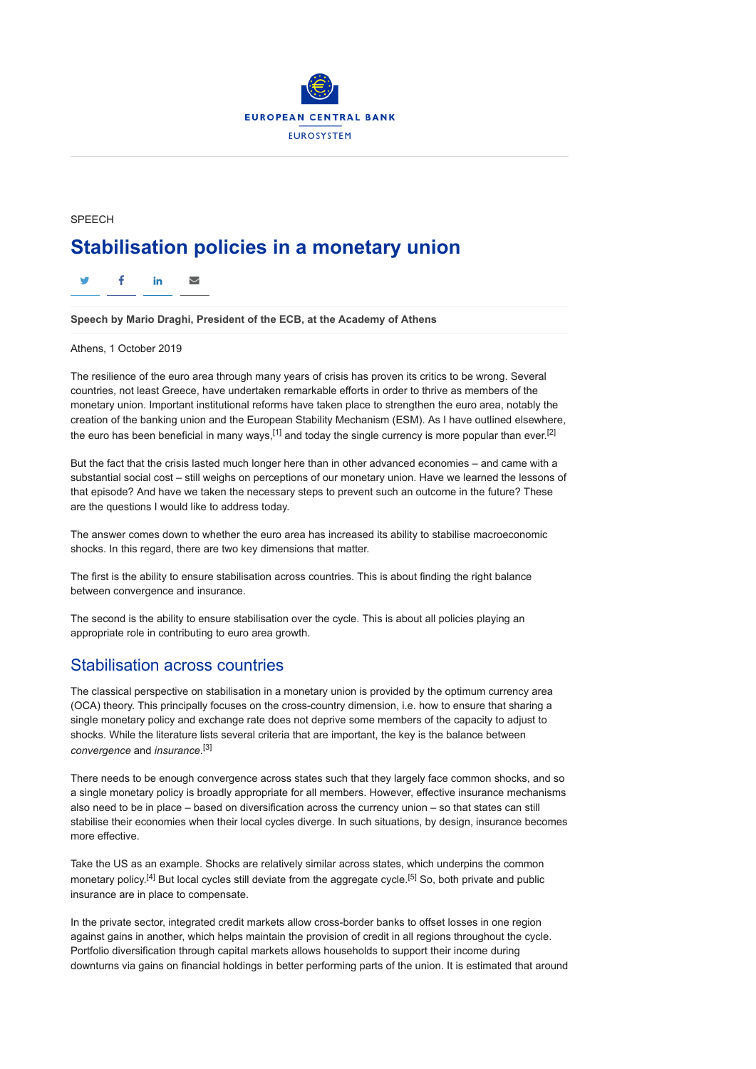EUROPEAN CENTRAL BANK

EUROSYSTEM

SPEECH

# Stabilisation policies in a monetary union

**Speech by Mario Draghi, President of the ECB, at the Academy of Athens**

Athens, 1 October 2019

The resilience of the euro area through many years of crisis has proven its critics to be wrong. Several countries, not least Greece, have undertaken remarkable efforts in order to thrive as members of the monetary union. Important institutional reforms have taken place to strengthen the euro area, notably the creation of the banking union and the European Stability Mechanism (ESM). As I have outlined elsewhere, the euro has been beneficial in many ways,[1] and today the single currency is more popular than ever.[2]

But the fact that the crisis lasted much longer here than in other advanced economies – and came with a substantial social cost – still weighs on perceptions of our monetary union. Have we learned the lessons of that episode? And have we taken the necessary steps to prevent such an outcome in the future? These are the questions I would like to address today.

The answer comes down to whether the euro area has increased its ability to stabilise macroeconomic shocks. In this regard, there are two key dimensions that matter.

The first is the ability to ensure stabilisation across countries. This is about finding the right balance between convergence and insurance.

The second is the ability to ensure stabilisation over the cycle. This is about all policies playing an appropriate role in contributing to euro area growth.

## Stabilisation across countries

The classical perspective on stabilisation in a monetary union is provided by the optimum currency area (OCA) theory. This principally focuses on the cross-country dimension, i.e. how to ensure that sharing a single monetary policy and exchange rate does not deprive some members of the capacity to adjust to shocks. While the literature lists several criteria that are important, the key is the balance between *convergence* and *insurance*.[3]

There needs to be enough convergence across states such that they largely face common shocks, and so a single monetary policy is broadly appropriate for all members. However, effective insurance mechanisms also need to be in place – based on diversification across the currency union – so that states can still stabilise their economies when their local cycles diverge. In such situations, by design, insurance becomes more effective.

Take the US as an example. Shocks are relatively similar across states, which underpins the common monetary policy.[4] But local cycles still deviate from the aggregate cycle.[5] So, both private and public insurance are in place to compensate.

In the private sector, integrated credit markets allow cross-border banks to offset losses in one region against gains in another, which helps maintain the provision of credit in all regions throughout the cycle. Portfolio diversification through capital markets allows households to support their income during downturns via gains on financial holdings in better performing parts of the union. It is estimated that around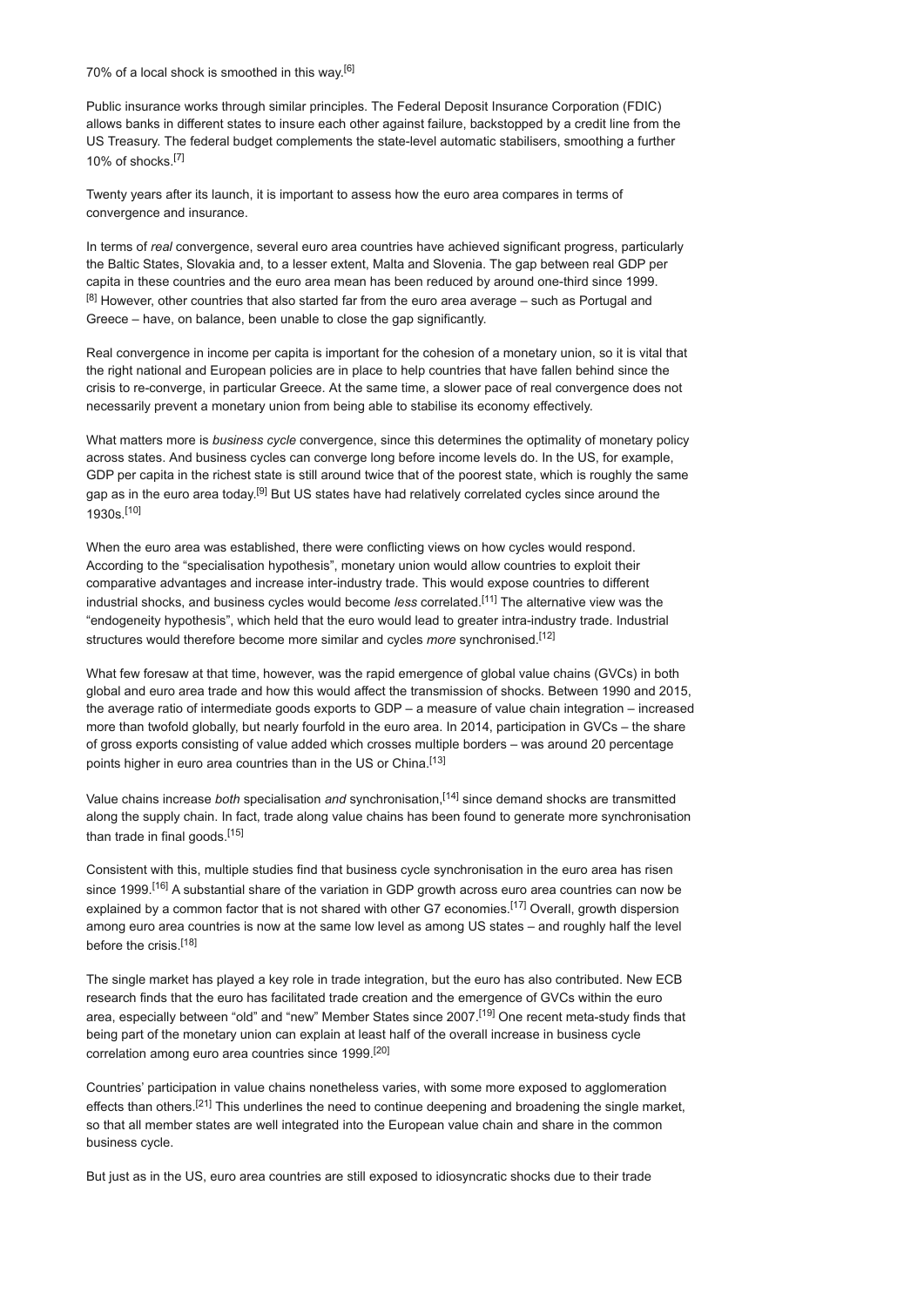70% of a local shock is smoothed in this way.[6]

Public insurance works through similar principles. The Federal Deposit Insurance Corporation (FDIC) allows banks in different states to insure each other against failure, backstopped by a credit line from the US Treasury. The federal budget complements the state-level automatic stabilisers, smoothing a further 10% of shocks.[7]

Twenty years after its launch, it is important to assess how the euro area compares in terms of convergence and insurance.

In terms of *real* convergence, several euro area countries have achieved significant progress, particularly the Baltic States, Slovakia and, to a lesser extent, Malta and Slovenia. The gap between real GDP per capita in these countries and the euro area mean has been reduced by around one-third since 1999.[8] However, other countries that also started far from the euro area average – such as Portugal and Greece – have, on balance, been unable to close the gap significantly.

Real convergence in income per capita is important for the cohesion of a monetary union, so it is vital that the right national and European policies are in place to help countries that have fallen behind since the crisis to re-converge, in particular Greece. At the same time, a slower pace of real convergence does not necessarily prevent a monetary union from being able to stabilise its economy effectively.

What matters more is *business cycle* convergence, since this determines the optimality of monetary policy across states. And business cycles can converge long before income levels do. In the US, for example, GDP per capita in the richest state is still around twice that of the poorest state, which is roughly the same gap as in the euro area today.[9] But US states have had relatively correlated cycles since around the 1930s.[10]

When the euro area was established, there were conflicting views on how cycles would respond. According to the "specialisation hypothesis", monetary union would allow countries to exploit their comparative advantages and increase inter-industry trade. This would expose countries to different industrial shocks, and business cycles would become *less* correlated.[11] The alternative view was the "endogeneity hypothesis", which held that the euro would lead to greater intra-industry trade. Industrial structures would therefore become more similar and cycles *more* synchronised.[12]

What few foresaw at that time, however, was the rapid emergence of global value chains (GVCs) in both global and euro area trade and how this would affect the transmission of shocks. Between 1990 and 2015, the average ratio of intermediate goods exports to GDP – a measure of value chain integration – increased more than twofold globally, but nearly fourfold in the euro area. In 2014, participation in GVCs – the share of gross exports consisting of value added which crosses multiple borders – was around 20 percentage points higher in euro area countries than in the US or China.[13]

Value chains increase *both* specialisation *and* synchronisation,[14] since demand shocks are transmitted along the supply chain. In fact, trade along value chains has been found to generate more synchronisation than trade in final goods.[15]

Consistent with this, multiple studies find that business cycle synchronisation in the euro area has risen since 1999.[16] A substantial share of the variation in GDP growth across euro area countries can now be explained by a common factor that is not shared with other G7 economies.[17] Overall, growth dispersion among euro area countries is now at the same low level as among US states – and roughly half the level before the crisis.[18]

The single market has played a key role in trade integration, but the euro has also contributed. New ECB research finds that the euro has facilitated trade creation and the emergence of GVCs within the euro area, especially between "old" and "new" Member States since 2007.[19] One recent meta-study finds that being part of the monetary union can explain at least half of the overall increase in business cycle correlation among euro area countries since 1999.[20]

Countries' participation in value chains nonetheless varies, with some more exposed to agglomeration effects than others.[21] This underlines the need to continue deepening and broadening the single market, so that all member states are well integrated into the European value chain and share in the common business cycle.

But just as in the US, euro area countries are still exposed to idiosyncratic shocks due to their trade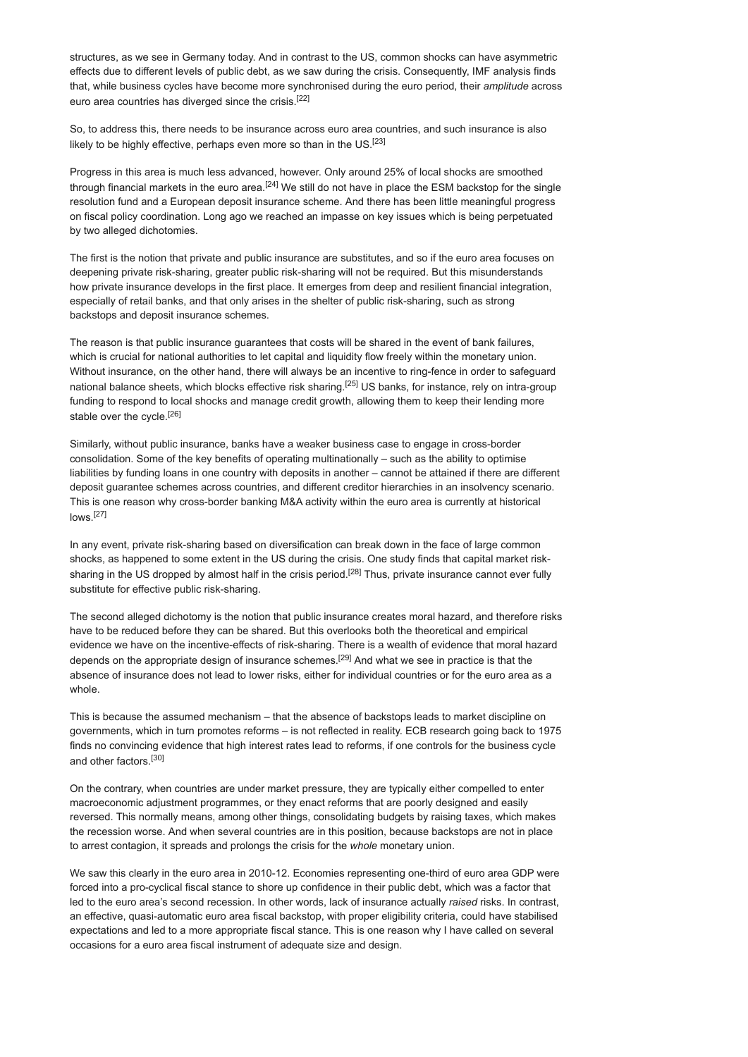structures, as we see in Germany today. And in contrast to the US, common shocks can have asymmetric effects due to different levels of public debt, as we saw during the crisis. Consequently, IMF analysis finds that, while business cycles have become more synchronised during the euro period, their *amplitude* across euro area countries has diverged since the crisis.[22]

So, to address this, there needs to be insurance across euro area countries, and such insurance is also likely to be highly effective, perhaps even more so than in the US.[23]

Progress in this area is much less advanced, however. Only around 25% of local shocks are smoothed through financial markets in the euro area.[24] We still do not have in place the ESM backstop for the single resolution fund and a European deposit insurance scheme. And there has been little meaningful progress on fiscal policy coordination. Long ago we reached an impasse on key issues which is being perpetuated by two alleged dichotomies.

The first is the notion that private and public insurance are substitutes, and so if the euro area focuses on deepening private risk-sharing, greater public risk-sharing will not be required. But this misunderstands how private insurance develops in the first place. It emerges from deep and resilient financial integration, especially of retail banks, and that only arises in the shelter of public risk-sharing, such as strong backstops and deposit insurance schemes.

The reason is that public insurance guarantees that costs will be shared in the event of bank failures, which is crucial for national authorities to let capital and liquidity flow freely within the monetary union. Without insurance, on the other hand, there will always be an incentive to ring-fence in order to safeguard national balance sheets, which blocks effective risk sharing.[25] US banks, for instance, rely on intra-group funding to respond to local shocks and manage credit growth, allowing them to keep their lending more stable over the cycle.[26]

Similarly, without public insurance, banks have a weaker business case to engage in cross-border consolidation. Some of the key benefits of operating multinationally – such as the ability to optimise liabilities by funding loans in one country with deposits in another – cannot be attained if there are different deposit guarantee schemes across countries, and different creditor hierarchies in an insolvency scenario. This is one reason why cross-border banking M&A activity within the euro area is currently at historical lows.[27]

In any event, private risk-sharing based on diversification can break down in the face of large common shocks, as happened to some extent in the US during the crisis. One study finds that capital market risk-sharing in the US dropped by almost half in the crisis period.[28] Thus, private insurance cannot ever fully substitute for effective public risk-sharing.

The second alleged dichotomy is the notion that public insurance creates moral hazard, and therefore risks have to be reduced before they can be shared. But this overlooks both the theoretical and empirical evidence we have on the incentive-effects of risk-sharing. There is a wealth of evidence that moral hazard depends on the appropriate design of insurance schemes.[29] And what we see in practice is that the absence of insurance does not lead to lower risks, either for individual countries or for the euro area as a whole.

This is because the assumed mechanism – that the absence of backstops leads to market discipline on governments, which in turn promotes reforms – is not reflected in reality. ECB research going back to 1975 finds no convincing evidence that high interest rates lead to reforms, if one controls for the business cycle and other factors.[30]

On the contrary, when countries are under market pressure, they are typically either compelled to enter macroeconomic adjustment programmes, or they enact reforms that are poorly designed and easily reversed. This normally means, among other things, consolidating budgets by raising taxes, which makes the recession worse. And when several countries are in this position, because backstops are not in place to arrest contagion, it spreads and prolongs the crisis for the *whole* monetary union.

We saw this clearly in the euro area in 2010-12. Economies representing one-third of euro area GDP were forced into a pro-cyclical fiscal stance to shore up confidence in their public debt, which was a factor that led to the euro area's second recession. In other words, lack of insurance actually *raised* risks. In contrast, an effective, quasi-automatic euro area fiscal backstop, with proper eligibility criteria, could have stabilised expectations and led to a more appropriate fiscal stance. This is one reason why I have called on several occasions for a euro area fiscal instrument of adequate size and design.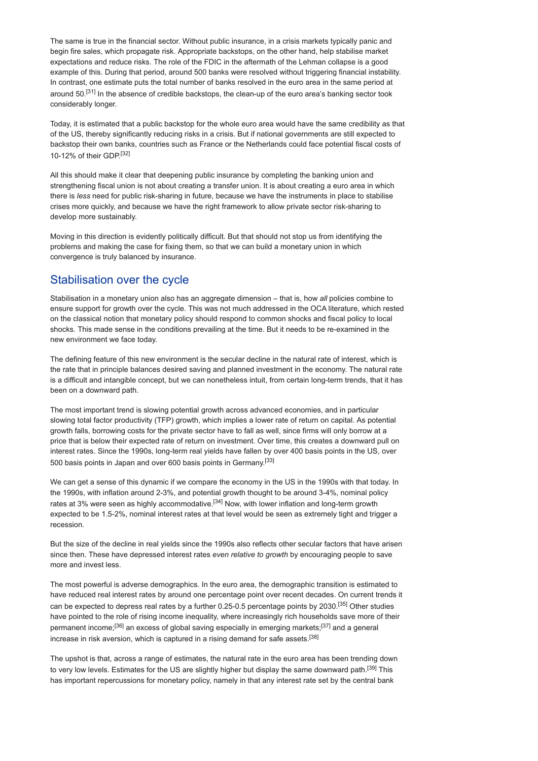The same is true in the financial sector. Without public insurance, in a crisis markets typically panic and begin fire sales, which propagate risk. Appropriate backstops, on the other hand, help stabilise market expectations and reduce risks. The role of the FDIC in the aftermath of the Lehman collapse is a good example of this. During that period, around 500 banks were resolved without triggering financial instability. In contrast, one estimate puts the total number of banks resolved in the euro area in the same period at around 50.[31] In the absence of credible backstops, the clean-up of the euro area's banking sector took considerably longer.

Today, it is estimated that a public backstop for the whole euro area would have the same credibility as that of the US, thereby significantly reducing risks in a crisis. But if national governments are still expected to backstop their own banks, countries such as France or the Netherlands could face potential fiscal costs of 10-12% of their GDP.[32]

All this should make it clear that deepening public insurance by completing the banking union and strengthening fiscal union is not about creating a transfer union. It is about creating a euro area in which there is *less* need for public risk-sharing in future, because we have the instruments in place to stabilise crises more quickly, and because we have the right framework to allow private sector risk-sharing to develop more sustainably.

Moving in this direction is evidently politically difficult. But that should not stop us from identifying the problems and making the case for fixing them, so that we can build a monetary union in which convergence is truly balanced by insurance.

## Stabilisation over the cycle

Stabilisation in a monetary union also has an aggregate dimension – that is, how *all* policies combine to ensure support for growth over the cycle. This was not much addressed in the OCA literature, which rested on the classical notion that monetary policy should respond to common shocks and fiscal policy to local shocks. This made sense in the conditions prevailing at the time. But it needs to be re-examined in the new environment we face today.

The defining feature of this new environment is the secular decline in the natural rate of interest, which is the rate that in principle balances desired saving and planned investment in the economy. The natural rate is a difficult and intangible concept, but we can nonetheless intuit, from certain long-term trends, that it has been on a downward path.

The most important trend is slowing potential growth across advanced economies, and in particular slowing total factor productivity (TFP) growth, which implies a lower rate of return on capital. As potential growth falls, borrowing costs for the private sector have to fall as well, since firms will only borrow at a price that is below their expected rate of return on investment. Over time, this creates a downward pull on interest rates. Since the 1990s, long-term real yields have fallen by over 400 basis points in the US, over 500 basis points in Japan and over 600 basis points in Germany.[33]

We can get a sense of this dynamic if we compare the economy in the US in the 1990s with that today. In the 1990s, with inflation around 2-3%, and potential growth thought to be around 3-4%, nominal policy rates at 3% were seen as highly accommodative.[34] Now, with lower inflation and long-term growth expected to be 1.5-2%, nominal interest rates at that level would be seen as extremely tight and trigger a recession.

But the size of the decline in real yields since the 1990s also reflects other secular factors that have arisen since then. These have depressed interest rates *even relative to growth* by encouraging people to save more and invest less.

The most powerful is adverse demographics. In the euro area, the demographic transition is estimated to have reduced real interest rates by around one percentage point over recent decades. On current trends it can be expected to depress real rates by a further 0.25-0.5 percentage points by 2030.[35] Other studies have pointed to the role of rising income inequality, where increasingly rich households save more of their permanent income;[36] an excess of global saving especially in emerging markets;[37] and a general increase in risk aversion, which is captured in a rising demand for safe assets.[38]

The upshot is that, across a range of estimates, the natural rate in the euro area has been trending down to very low levels. Estimates for the US are slightly higher but display the same downward path.[39] This has important repercussions for monetary policy, namely in that any interest rate set by the central bank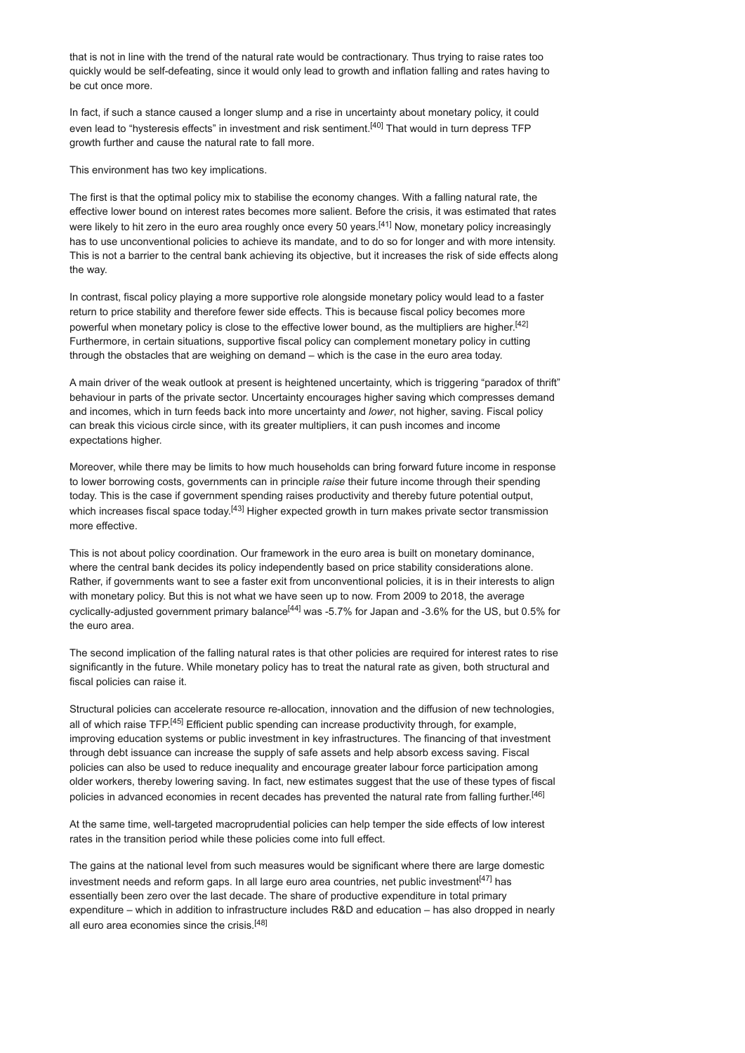that is not in line with the trend of the natural rate would be contractionary. Thus trying to raise rates too quickly would be self-defeating, since it would only lead to growth and inflation falling and rates having to be cut once more.

In fact, if such a stance caused a longer slump and a rise in uncertainty about monetary policy, it could even lead to "hysteresis effects" in investment and risk sentiment.[40] That would in turn depress TFP growth further and cause the natural rate to fall more.

This environment has two key implications.

The first is that the optimal policy mix to stabilise the economy changes. With a falling natural rate, the effective lower bound on interest rates becomes more salient. Before the crisis, it was estimated that rates were likely to hit zero in the euro area roughly once every 50 years.[41] Now, monetary policy increasingly has to use unconventional policies to achieve its mandate, and to do so for longer and with more intensity. This is not a barrier to the central bank achieving its objective, but it increases the risk of side effects along the way.

In contrast, fiscal policy playing a more supportive role alongside monetary policy would lead to a faster return to price stability and therefore fewer side effects. This is because fiscal policy becomes more powerful when monetary policy is close to the effective lower bound, as the multipliers are higher.[42] Furthermore, in certain situations, supportive fiscal policy can complement monetary policy in cutting through the obstacles that are weighing on demand – which is the case in the euro area today.

A main driver of the weak outlook at present is heightened uncertainty, which is triggering "paradox of thrift" behaviour in parts of the private sector. Uncertainty encourages higher saving which compresses demand and incomes, which in turn feeds back into more uncertainty and *lower*, not higher, saving. Fiscal policy can break this vicious circle since, with its greater multipliers, it can push incomes and income expectations higher.

Moreover, while there may be limits to how much households can bring forward future income in response to lower borrowing costs, governments can in principle *raise* their future income through their spending today. This is the case if government spending raises productivity and thereby future potential output, which increases fiscal space today.[43] Higher expected growth in turn makes private sector transmission more effective.

This is not about policy coordination. Our framework in the euro area is built on monetary dominance, where the central bank decides its policy independently based on price stability considerations alone. Rather, if governments want to see a faster exit from unconventional policies, it is in their interests to align with monetary policy. But this is not what we have seen up to now. From 2009 to 2018, the average cyclically-adjusted government primary balance[44] was -5.7% for Japan and -3.6% for the US, but 0.5% for the euro area.

The second implication of the falling natural rates is that other policies are required for interest rates to rise significantly in the future. While monetary policy has to treat the natural rate as given, both structural and fiscal policies can raise it.

Structural policies can accelerate resource re-allocation, innovation and the diffusion of new technologies, all of which raise TFP.[45] Efficient public spending can increase productivity through, for example, improving education systems or public investment in key infrastructures. The financing of that investment through debt issuance can increase the supply of safe assets and help absorb excess saving. Fiscal policies can also be used to reduce inequality and encourage greater labour force participation among older workers, thereby lowering saving. In fact, new estimates suggest that the use of these types of fiscal policies in advanced economies in recent decades has prevented the natural rate from falling further.[46]

At the same time, well-targeted macroprudential policies can help temper the side effects of low interest rates in the transition period while these policies come into full effect.

The gains at the national level from such measures would be significant where there are large domestic investment needs and reform gaps. In all large euro area countries, net public investment[47] has essentially been zero over the last decade. The share of productive expenditure in total primary expenditure – which in addition to infrastructure includes R&D and education – has also dropped in nearly all euro area economies since the crisis.[48]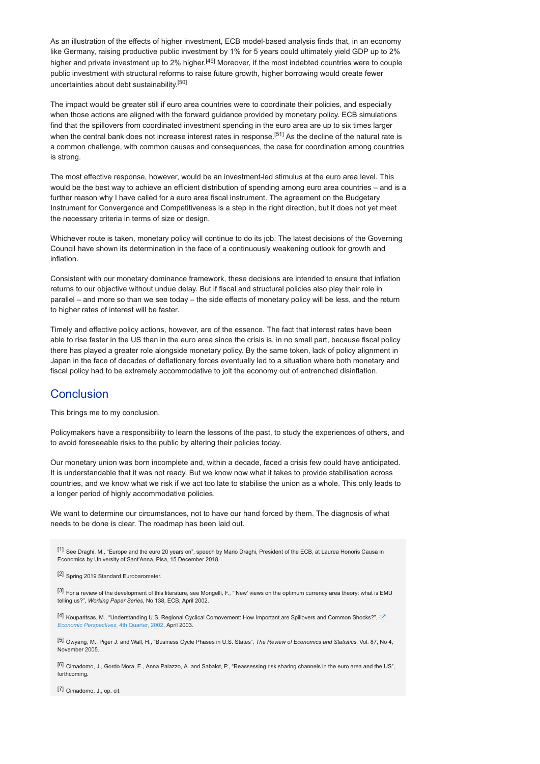As an illustration of the effects of higher investment, ECB model-based analysis finds that, in an economy like Germany, raising productive public investment by 1% for 5 years could ultimately yield GDP up to 2% higher and private investment up to 2% higher.[49] Moreover, if the most indebted countries were to couple public investment with structural reforms to raise future growth, higher borrowing would create fewer uncertainties about debt sustainability.[50]

The impact would be greater still if euro area countries were to coordinate their policies, and especially when those actions are aligned with the forward guidance provided by monetary policy. ECB simulations find that the spillovers from coordinated investment spending in the euro area are up to six times larger when the central bank does not increase interest rates in response.[51] As the decline of the natural rate is a common challenge, with common causes and consequences, the case for coordination among countries is strong.

The most effective response, however, would be an investment-led stimulus at the euro area level. This would be the best way to achieve an efficient distribution of spending among euro area countries – and is a further reason why I have called for a euro area fiscal instrument. The agreement on the Budgetary Instrument for Convergence and Competitiveness is a step in the right direction, but it does not yet meet the necessary criteria in terms of size or design.

Whichever route is taken, monetary policy will continue to do its job. The latest decisions of the Governing Council have shown its determination in the face of a continuously weakening outlook for growth and inflation.

Consistent with our monetary dominance framework, these decisions are intended to ensure that inflation returns to our objective without undue delay. But if fiscal and structural policies also play their role in parallel – and more so than we see today – the side effects of monetary policy will be less, and the return to higher rates of interest will be faster.

Timely and effective policy actions, however, are of the essence. The fact that interest rates have been able to rise faster in the US than in the euro area since the crisis is, in no small part, because fiscal policy there has played a greater role alongside monetary policy. By the same token, lack of policy alignment in Japan in the face of decades of deflationary forces eventually led to a situation where both monetary and fiscal policy had to be extremely accommodative to jolt the economy out of entrenched disinflation.

## Conclusion

This brings me to my conclusion.

Policymakers have a responsibility to learn the lessons of the past, to study the experiences of others, and to avoid foreseeable risks to the public by altering their policies today.

Our monetary union was born incomplete and, within a decade, faced a crisis few could have anticipated. It is understandable that it was not ready. But we know now what it takes to provide stabilisation across countries, and we know what we risk if we act too late to stabilise the union as a whole. This only leads to a longer period of highly accommodative policies.

We want to determine our circumstances, not to have our hand forced by them. The diagnosis of what needs to be done is clear. The roadmap has been laid out.

[1] See Draghi, M., "Europe and the euro 20 years on", speech by Mario Draghi, President of the ECB, at Laurea Honoris Causa in Economics by University of Sant'Anna, Pisa, 15 December 2018.

[2] Spring 2019 Standard Eurobarometer.

[3] For a review of the development of this literature, see Mongelli, F., "'New' views on the optimum currency area theory: what is EMU telling us?", *Working Paper Series*, No 138, ECB, April 2002.

[4] Kouparitsas, M., "Understanding U.S. Regional Cyclical Comovement: How Important are Spillovers and Common Shocks?", *Economic Perspectives*, 4th Quarter, 2002, April 2003.

[5] Owyang, M., Piger J. and Wall, H., "Business Cycle Phases in U.S. States", *The Review of Economics and Statistics*, Vol. 87, No 4, November 2005.

[6] Cimadomo, J., Gordo Mora, E., Anna Palazzo, A. and Sabalot, P., "Reassessing risk sharing channels in the euro area and the US", forthcoming.

[7] Cimadomo, J., op. cit.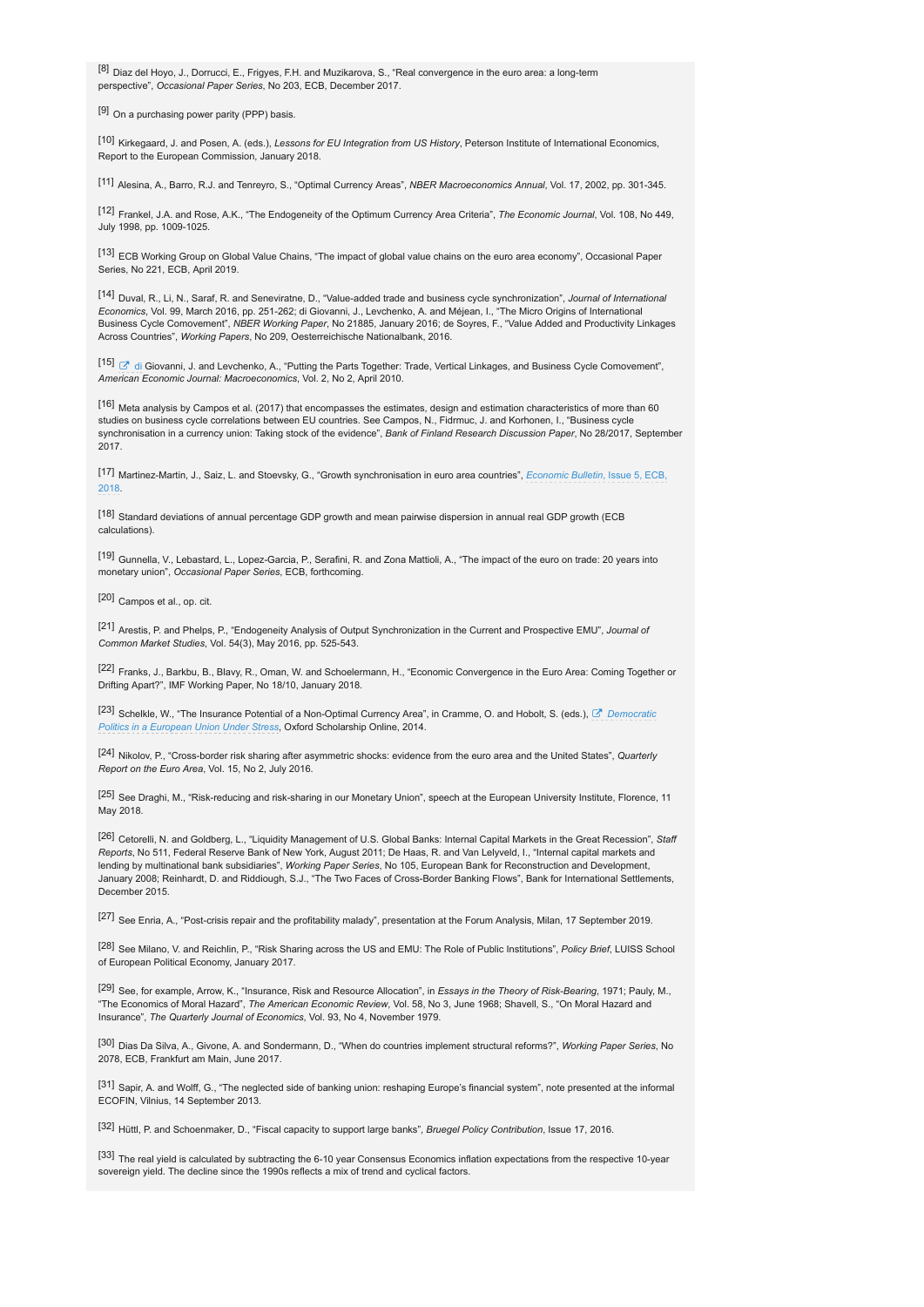[8] Diaz del Hoyo, J., Dorrucci, E., Frigyes, F.H. and Muzikarova, S., "Real convergence in the euro area: a long-term perspective", *Occasional Paper Series*, No 203, ECB, December 2017.

[9] On a purchasing power parity (PPP) basis.

[10] Kirkegaard, J. and Posen, A. (eds.), *Lessons for EU Integration from US History*, Peterson Institute of International Economics, Report to the European Commission, January 2018.

[11] Alesina, A., Barro, R.J. and Tenreyro, S., "Optimal Currency Areas", *NBER Macroeconomics Annual*, Vol. 17, 2002, pp. 301-345.

[12] Frankel, J.A. and Rose, A.K., "The Endogeneity of the Optimum Currency Area Criteria", *The Economic Journal*, Vol. 108, No 449, July 1998, pp. 1009-1025.

[13] ECB Working Group on Global Value Chains, "The impact of global value chains on the euro area economy", Occasional Paper Series, No 221, ECB, April 2019.

[14] Duval, R., Li, N., Saraf, R. and Seneviratne, D., "Value-added trade and business cycle synchronization", *Journal of International Economics*, Vol. 99, March 2016, pp. 251-262; di Giovanni, J., Levchenko, A. and Méjean, I., "The Micro Origins of International Business Cycle Comovement", *NBER Working Paper*, No 21885, January 2016; de Soyres, F., "Value Added and Productivity Linkages Across Countries", *Working Papers*, No 209, Oesterreichische Nationalbank, 2016.

[15] di Giovanni, J. and Levchenko, A., "Putting the Parts Together: Trade, Vertical Linkages, and Business Cycle Comovement", *American Economic Journal: Macroeconomics*, Vol. 2, No 2, April 2010.

[16] Meta analysis by Campos et al. (2017) that encompasses the estimates, design and estimation characteristics of more than 60 studies on business cycle correlations between EU countries. See Campos, N., Fidrmuc, J. and Korhonen, I., "Business cycle synchronisation in a currency union: Taking stock of the evidence", *Bank of Finland Research Discussion Paper*, No 28/2017, September 2017.

[17] Martinez-Martin, J., Saiz, L. and Stoevsky, G., "Growth synchronisation in euro area countries", *Economic Bulletin*, Issue 5, ECB, 2018.

[18] Standard deviations of annual percentage GDP growth and mean pairwise dispersion in annual real GDP growth (ECB calculations).

[19] Gunnella, V., Lebastard, L., Lopez-Garcia, P., Serafini, R. and Zona Mattioli, A., "The impact of the euro on trade: 20 years into monetary union", *Occasional Paper Series*, ECB, forthcoming.

[20] Campos et al., op. cit.

[21] Arestis, P. and Phelps, P., "Endogeneity Analysis of Output Synchronization in the Current and Prospective EMU", *Journal of Common Market Studies*, Vol. 54(3), May 2016, pp. 525-543.

[22] Franks, J., Barkbu, B., Blavy, R., Oman, W. and Schoelermann, H., "Economic Convergence in the Euro Area: Coming Together or Drifting Apart?", IMF Working Paper, No 18/10, January 2018.

[23] Schelkle, W., "The Insurance Potential of a Non-Optimal Currency Area", in Cramme, O. and Hobolt, S. (eds.), *Democratic Politics in a European Union Under Stress*, Oxford Scholarship Online, 2014.

[24] Nikolov, P., "Cross-border risk sharing after asymmetric shocks: evidence from the euro area and the United States", *Quarterly Report on the Euro Area*, Vol. 15, No 2, July 2016.

[25] See Draghi, M., "Risk-reducing and risk-sharing in our Monetary Union", speech at the European University Institute, Florence, 11 May 2018.

[26] Cetorelli, N. and Goldberg, L., "Liquidity Management of U.S. Global Banks: Internal Capital Markets in the Great Recession", *Staff Reports*, No 511, Federal Reserve Bank of New York, August 2011; De Haas, R. and Van Lelyveld, I., "Internal capital markets and lending by multinational bank subsidiaries", *Working Paper Series*, No 105, European Bank for Reconstruction and Development, January 2008; Reinhardt, D. and Riddiough, S.J., "The Two Faces of Cross-Border Banking Flows", Bank for International Settlements, December 2015.

[27] See Enria, A., "Post-crisis repair and the profitability malady", presentation at the Forum Analysis, Milan, 17 September 2019.

[28] See Milano, V. and Reichlin, P., "Risk Sharing across the US and EMU: The Role of Public Institutions", *Policy Brief*, LUISS School of European Political Economy, January 2017.

[29] See, for example, Arrow, K., "Insurance, Risk and Resource Allocation", in *Essays in the Theory of Risk-Bearing*, 1971; Pauly, M., "The Economics of Moral Hazard", *The American Economic Review*, Vol. 58, No 3, June 1968; Shavell, S., "On Moral Hazard and Insurance", *The Quarterly Journal of Economics*, Vol. 93, No 4, November 1979.

[30] Dias Da Silva, A., Givone, A. and Sondermann, D., "When do countries implement structural reforms?", *Working Paper Series*, No 2078, ECB, Frankfurt am Main, June 2017.

[31] Sapir, A. and Wolff, G., "The neglected side of banking union: reshaping Europe's financial system", note presented at the informal ECOFIN, Vilnius, 14 September 2013.

[32] Hüttl, P. and Schoenmaker, D., "Fiscal capacity to support large banks", *Bruegel Policy Contribution*, Issue 17, 2016.

[33] The real yield is calculated by subtracting the 6-10 year Consensus Economics inflation expectations from the respective 10-year sovereign yield. The decline since the 1990s reflects a mix of trend and cyclical factors.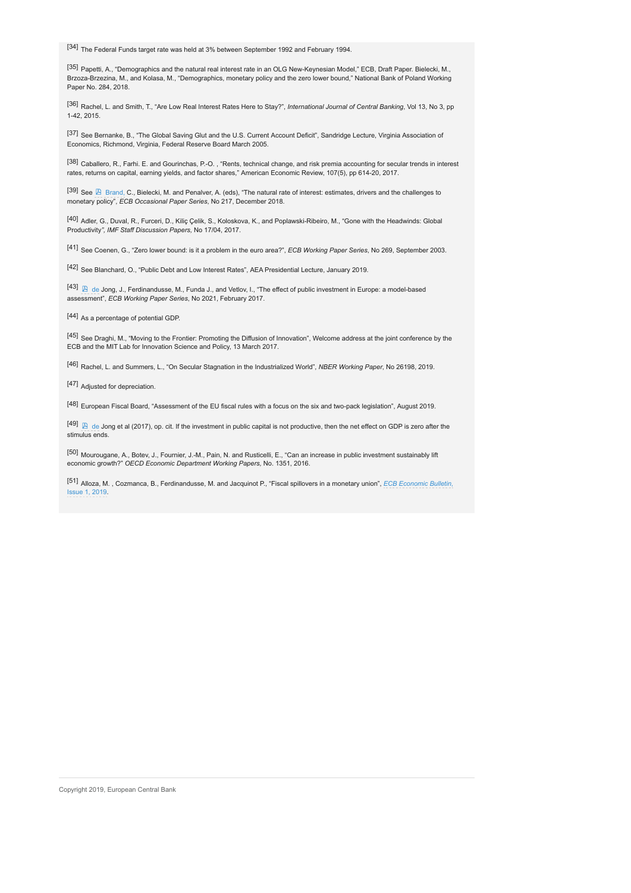[34] The Federal Funds target rate was held at 3% between September 1992 and February 1994.

[35] Papetti, A., "Demographics and the natural real interest rate in an OLG New-Keynesian Model," ECB, Draft Paper. Bielecki, M., Brzoza-Brzezina, M., and Kolasa, M., "Demographics, monetary policy and the zero lower bound," National Bank of Poland Working Paper No. 284, 2018.

[36] Rachel, L. and Smith, T., "Are Low Real Interest Rates Here to Stay?", *International Journal of Central Banking*, Vol 13, No 3, pp 1-42, 2015.

[37] See Bernanke, B., "The Global Saving Glut and the U.S. Current Account Deficit", Sandridge Lecture, Virginia Association of Economics, Richmond, Virginia, Federal Reserve Board March 2005.

[38] Caballero, R., Farhi. E. and Gourinchas, P.-O. , "Rents, technical change, and risk premia accounting for secular trends in interest rates, returns on capital, earning yields, and factor shares," American Economic Review, 107(5), pp 614-20, 2017.

[39] See Brand, C., Bielecki, M. and Penalver, A. (eds), "The natural rate of interest: estimates, drivers and the challenges to monetary policy", *ECB Occasional Paper Series*, No 217, December 2018.

[40] Adler, G., Duval, R., Furceri, D., Kiliç Çelik, S., Koloskova, K., and Poplawski-Ribeiro, M., "Gone with the Headwinds: Global Productivity", *IMF Staff Discussion Papers*, No 17/04, 2017.

[41] See Coenen, G., "Zero lower bound: is it a problem in the euro area?", *ECB Working Paper Series*, No 269, September 2003.

[42] See Blanchard, O., "Public Debt and Low Interest Rates", AEA Presidential Lecture, January 2019.

[43] de Jong, J., Ferdinandusse, M., Funda J., and Vetlov, I., "The effect of public investment in Europe: a model-based assessment", *ECB Working Paper Series*, No 2021, February 2017.

[44] As a percentage of potential GDP.

[45] See Draghi, M., "Moving to the Frontier: Promoting the Diffusion of Innovation", Welcome address at the joint conference by the ECB and the MIT Lab for Innovation Science and Policy, 13 March 2017.

[46] Rachel, L. and Summers, L., "On Secular Stagnation in the Industrialized World", *NBER Working Paper*, No 26198, 2019.

[47] Adjusted for depreciation.

[48] European Fiscal Board, "Assessment of the EU fiscal rules with a focus on the six and two-pack legislation", August 2019.

[49] de Jong et al (2017), op. cit. If the investment in public capital is not productive, then the net effect on GDP is zero after the stimulus ends.

[50] Mourougane, A., Botev, J., Fournier, J.-M., Pain, N. and Rusticelli, E., "Can an increase in public investment sustainably lift economic growth?" *OECD Economic Department Working Papers,* No. 1351, 2016.

[51] Alloza, M. , Cozmanca, B., Ferdinandusse, M. and Jacquinot P., "Fiscal spillovers in a monetary union", *ECB Economic Bulletin*, Issue 1, 2019.

Copyright 2019, European Central Bank